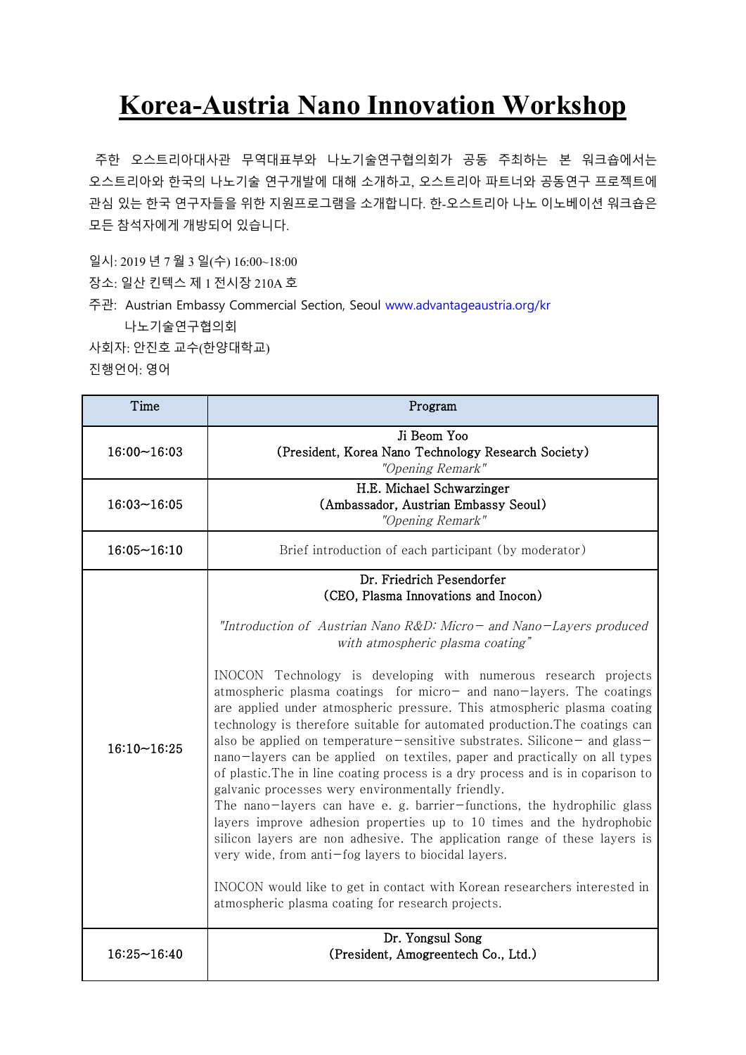# Korea-Austria Nano Innovation Workshop

주한 오스트리아대사관 무역대표부와 나노기술연구협의회가 공동 주최하는 본 워크숍에서는 오스트리아와 한국의 나노기술 연구개발에 대해 소개하고, 오스트리아 파트너와 공동연구 프로젝트에 관심 있는 한국 연구자들을 위한 지원프로그램을 소개합니다. 한-오스트리아 나노 이노베이션 워크숍은 모든 참석자에게 개방되어 있습니다.

일시: 2019 년 7 월 3 일(수) 16:00~18:00
장소: 일산 킨텍스 제 1 전시장 210A 호
주관: Austrian Embassy Commercial Section, Seoul www.advantageaustria.org/kr
나노기술연구협의회
사회자: 안진호 교수(한양대학교)
진행언어: 영어

| Time | Program |
|---|---|
| 16:00~16:03 | Ji Beom Yoo<br>(President, Korea Nano Technology Research Society)<br>*"Opening Remark"* |
| 16:03~16:05 | H.E. Michael Schwarzinger<br>(Ambassador, Austrian Embassy Seoul)<br>*"Opening Remark"* |
| 16:05~16:10 | Brief introduction of each participant (by moderator) |
| 16:10~16:25 | Dr. Friedrich Pesendorfer<br>(CEO, Plasma Innovations and Inocon)<br><br>*"Introduction of Austrian Nano R&D: Micro- and Nano-Layers produced with atmospheric plasma coating"*<br><br>INOCON Technology is developing with numerous research projects atmospheric plasma coatings for micro- and nano-layers. The coatings are applied under atmospheric pressure. This atmospheric plasma coating technology is therefore suitable for automated production.The coatings can also be applied on temperature-sensitive substrates. Silicone- and glass-nano-layers can be applied on textiles, paper and practically on all types of plastic.The in line coating process is a dry process and is in coparison to galvanic processes wery environmentally friendly.<br>The nano-layers can have e. g. barrier-functions, the hydrophilic glass layers improve adhesion properties up to 10 times and the hydrophobic silicon layers are non adhesive. The application range of these layers is very wide, from anti-fog layers to biocidal layers.<br><br>INOCON would like to get in contact with Korean researchers interested in atmospheric plasma coating for research projects. |
| 16:25~16:40 | Dr. Yongsul Song<br>(President, Amogreentech Co., Ltd.) |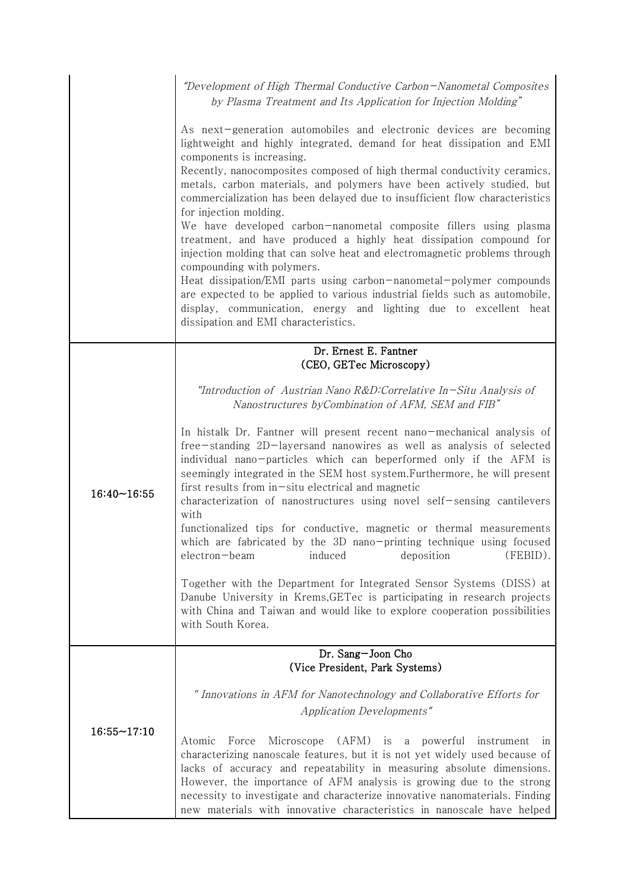| | |
|---|---|
| | *"Development of High Thermal Conductive Carbon-Nanometal Composites by Plasma Treatment and Its Application for Injection Molding"*<br><br>As next-generation automobiles and electronic devices are becoming lightweight and highly integrated, demand for heat dissipation and EMI components is increasing.<br>Recently, nanocomposites composed of high thermal conductivity ceramics, metals, carbon materials, and polymers have been actively studied, but commercialization has been delayed due to insufficient flow characteristics for injection molding.<br>We have developed carbon-nanometal composite fillers using plasma treatment, and have produced a highly heat dissipation compound for injection molding that can solve heat and electromagnetic problems through compounding with polymers.<br>Heat dissipation/EMI parts using carbon-nanometal-polymer compounds are expected to be applied to various industrial fields such as automobile, display, communication, energy and lighting due to excellent heat dissipation and EMI characteristics. |
| 16:40~16:55 | **Dr. Ernest E. Fantner**<br>**(CEO, GETec Microscopy)**<br><br>*"Introduction of Austrian Nano R&D:Correlative In-Situ Analysis of Nanostructures byCombination of AFM, SEM and FIB"*<br><br>In histalk Dr. Fantner will present recent nano-mechanical analysis of free-standing 2D-layersand nanowires as well as analysis of selected individual nano-particles which can beperformed only if the AFM is seemingly integrated in the SEM host system.Furthermore, he will present first results from in-situ electrical and magnetic<br>characterization of nanostructures using novel self-sensing cantilevers with<br>functionalized tips for conductive, magnetic or thermal measurements which are fabricated by the 3D nano-printing technique using focused electron-beam induced deposition (FEBID).<br><br>Together with the Department for Integrated Sensor Systems (DISS) at Danube University in Krems,GETec is participating in research projects with China and Taiwan and would like to explore cooperation possibilities with South Korea. |
| 16:55~17:10 | **Dr. Sang-Joon Cho**<br>**(Vice President, Park Systems)**<br><br>*" Innovations in AFM for Nanotechnology and Collaborative Efforts for Application Developments"*<br><br>Atomic Force Microscope (AFM) is a powerful instrument in characterizing nanoscale features, but it is not yet widely used because of lacks of accuracy and repeatability in measuring absolute dimensions. However, the importance of AFM analysis is growing due to the strong necessity to investigate and characterize innovative nanomaterials. Finding new materials with innovative characteristics in nanoscale have helped |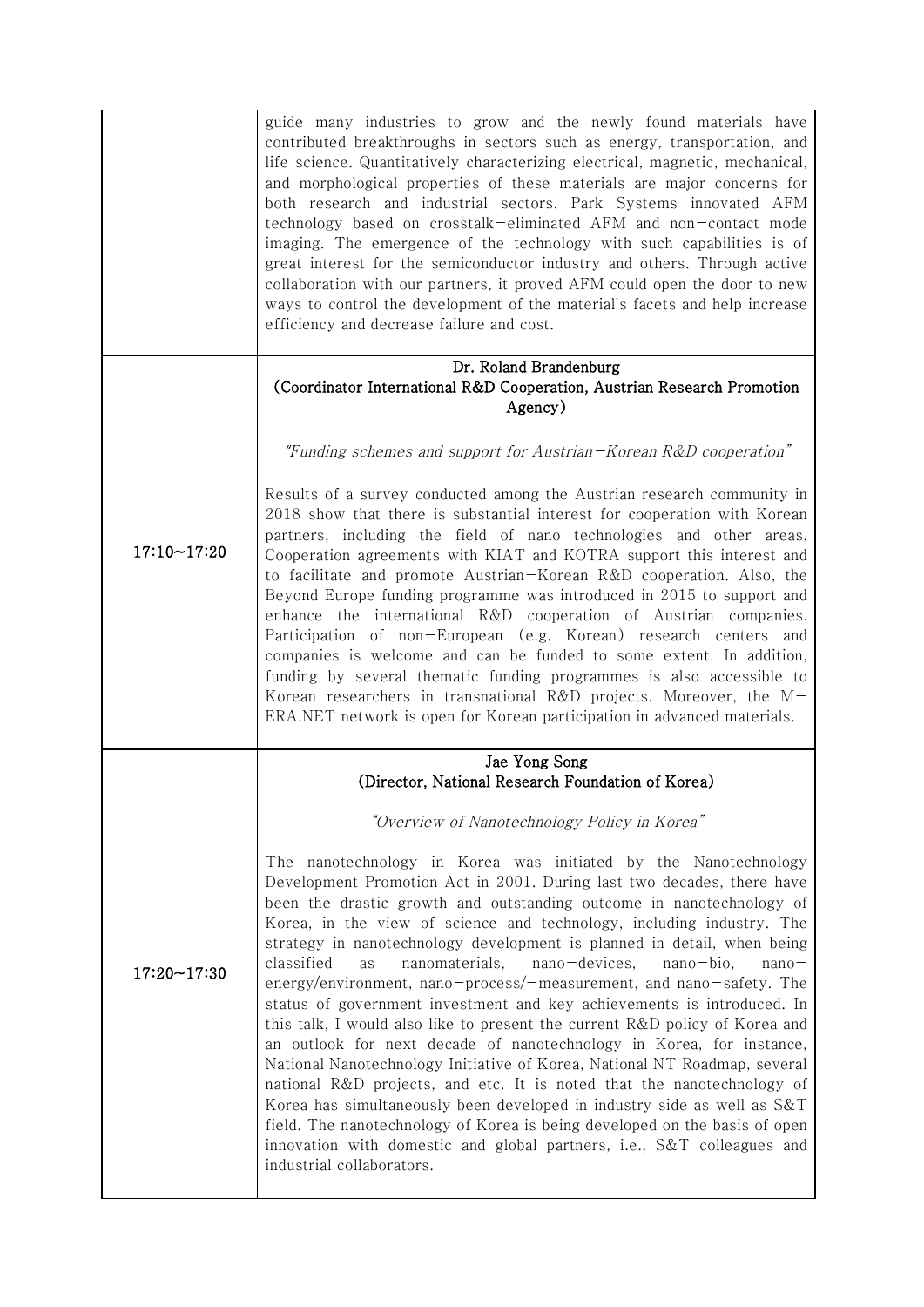| | |
|---|---|
| | guide many industries to grow and the newly found materials have contributed breakthroughs in sectors such as energy, transportation, and life science. Quantitatively characterizing electrical, magnetic, mechanical, and morphological properties of these materials are major concerns for both research and industrial sectors. Park Systems innovated AFM technology based on crosstalk−eliminated AFM and non−contact mode imaging. The emergence of the technology with such capabilities is of great interest for the semiconductor industry and others. Through active collaboration with our partners, it proved AFM could open the door to new ways to control the development of the material's facets and help increase efficiency and decrease failure and cost. |
| 17:10~17:20 | **Dr. Roland Brandenburg**<br>**(Coordinator International R&D Cooperation, Austrian Research Promotion Agency)**<br><br>*"Funding schemes and support for Austrian−Korean R&D cooperation"*<br><br>Results of a survey conducted among the Austrian research community in 2018 show that there is substantial interest for cooperation with Korean partners, including the field of nano technologies and other areas. Cooperation agreements with KIAT and KOTRA support this interest and to facilitate and promote Austrian−Korean R&D cooperation. Also, the Beyond Europe funding programme was introduced in 2015 to support and enhance the international R&D cooperation of Austrian companies. Participation of non−European (e.g. Korean) research centers and companies is welcome and can be funded to some extent. In addition, funding by several thematic funding programmes is also accessible to Korean researchers in transnational R&D projects. Moreover, the M−ERA.NET network is open for Korean participation in advanced materials. |
| 17:20~17:30 | **Jae Yong Song**<br>**(Director, National Research Foundation of Korea)**<br><br>*"Overview of Nanotechnology Policy in Korea"*<br><br>The nanotechnology in Korea was initiated by the Nanotechnology Development Promotion Act in 2001. During last two decades, there have been the drastic growth and outstanding outcome in nanotechnology of Korea, in the view of science and technology, including industry. The strategy in nanotechnology development is planned in detail, when being classified as nanomaterials, nano−devices, nano−bio, nano−energy/environment, nano−process/−measurement, and nano−safety. The status of government investment and key achievements is introduced. In this talk, I would also like to present the current R&D policy of Korea and an outlook for next decade of nanotechnology in Korea, for instance, National Nanotechnology Initiative of Korea, National NT Roadmap, several national R&D projects, and etc. It is noted that the nanotechnology of Korea has simultaneously been developed in industry side as well as S&T field. The nanotechnology of Korea is being developed on the basis of open innovation with domestic and global partners, i.e., S&T colleagues and industrial collaborators. |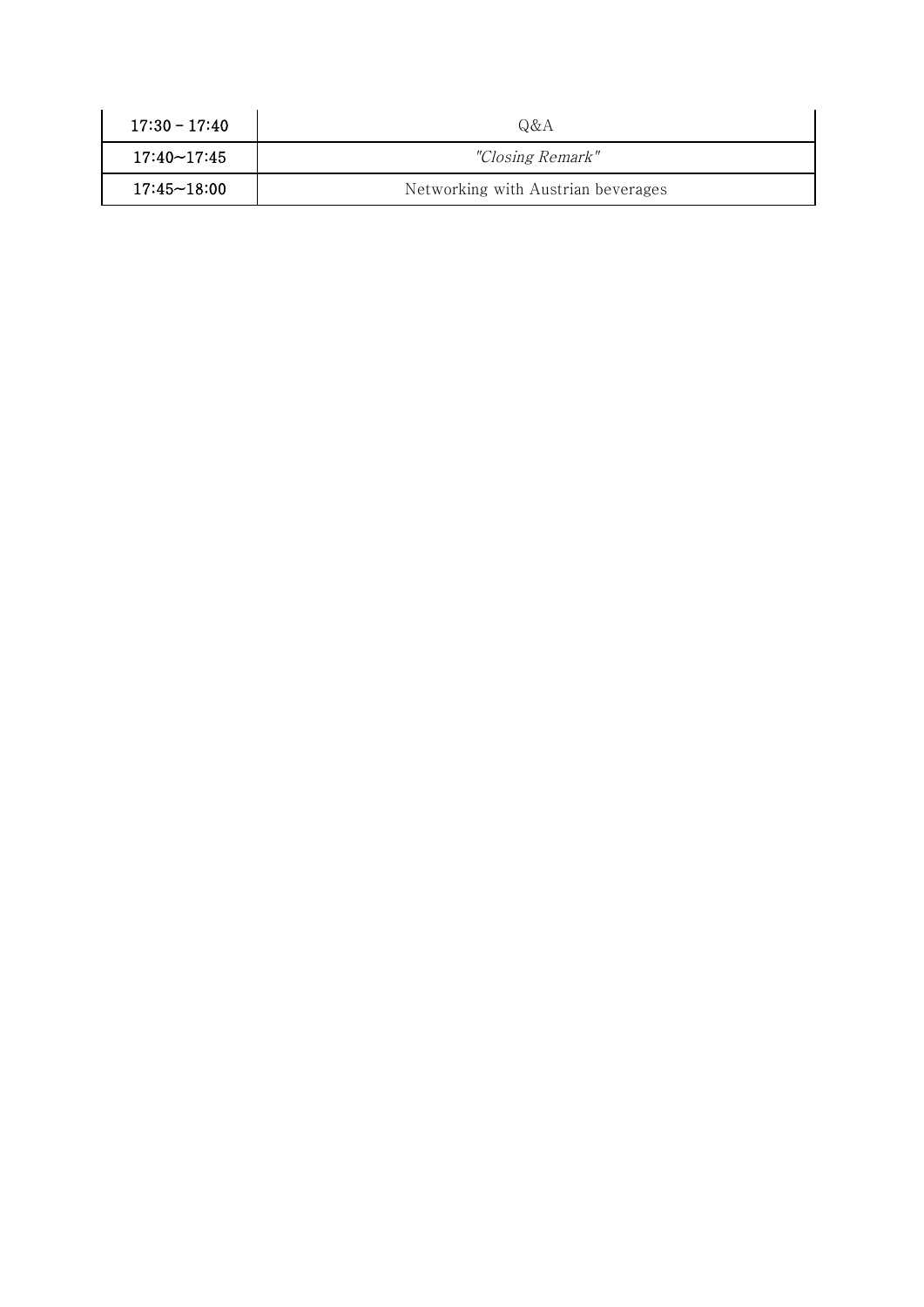| | |
|---|---|
| **17:30 – 17:40** | Q&A |
| **17:40~17:45** | *"Closing Remark"* |
| **17:45~18:00** | Networking with Austrian beverages |